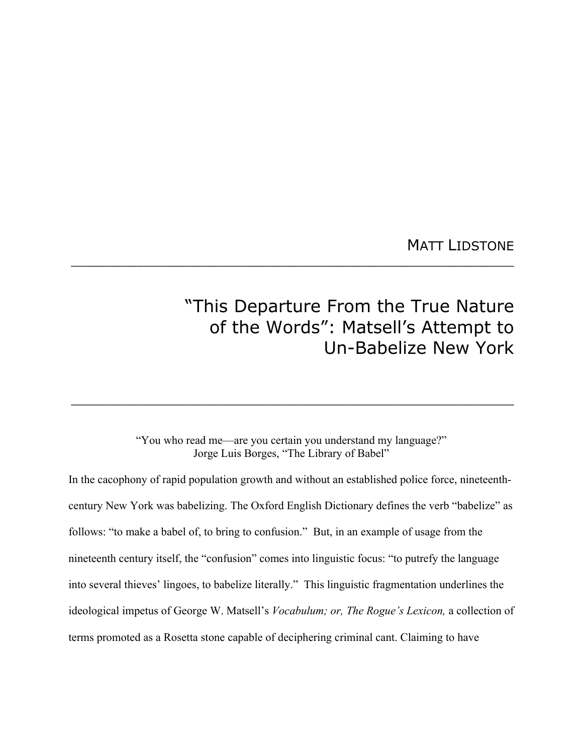MATT LIDSTONE

# "This Departure From the True Nature of the Words": Matsell's Attempt to Un-Babelize New York

"You who read me—are you certain you understand my language?"
Jorge Luis Borges, "The Library of Babel"

In the cacophony of rapid population growth and without an established police force, nineteenth-century New York was babelizing. The Oxford English Dictionary defines the verb "babelize" as follows: "to make a babel of, to bring to confusion." But, in an example of usage from the nineteenth century itself, the "confusion" comes into linguistic focus: "to putrefy the language into several thieves' lingoes, to babelize literally." This linguistic fragmentation underlines the ideological impetus of George W. Matsell's *Vocabulum; or, The Rogue's Lexicon,* a collection of terms promoted as a Rosetta stone capable of deciphering criminal cant. Claiming to have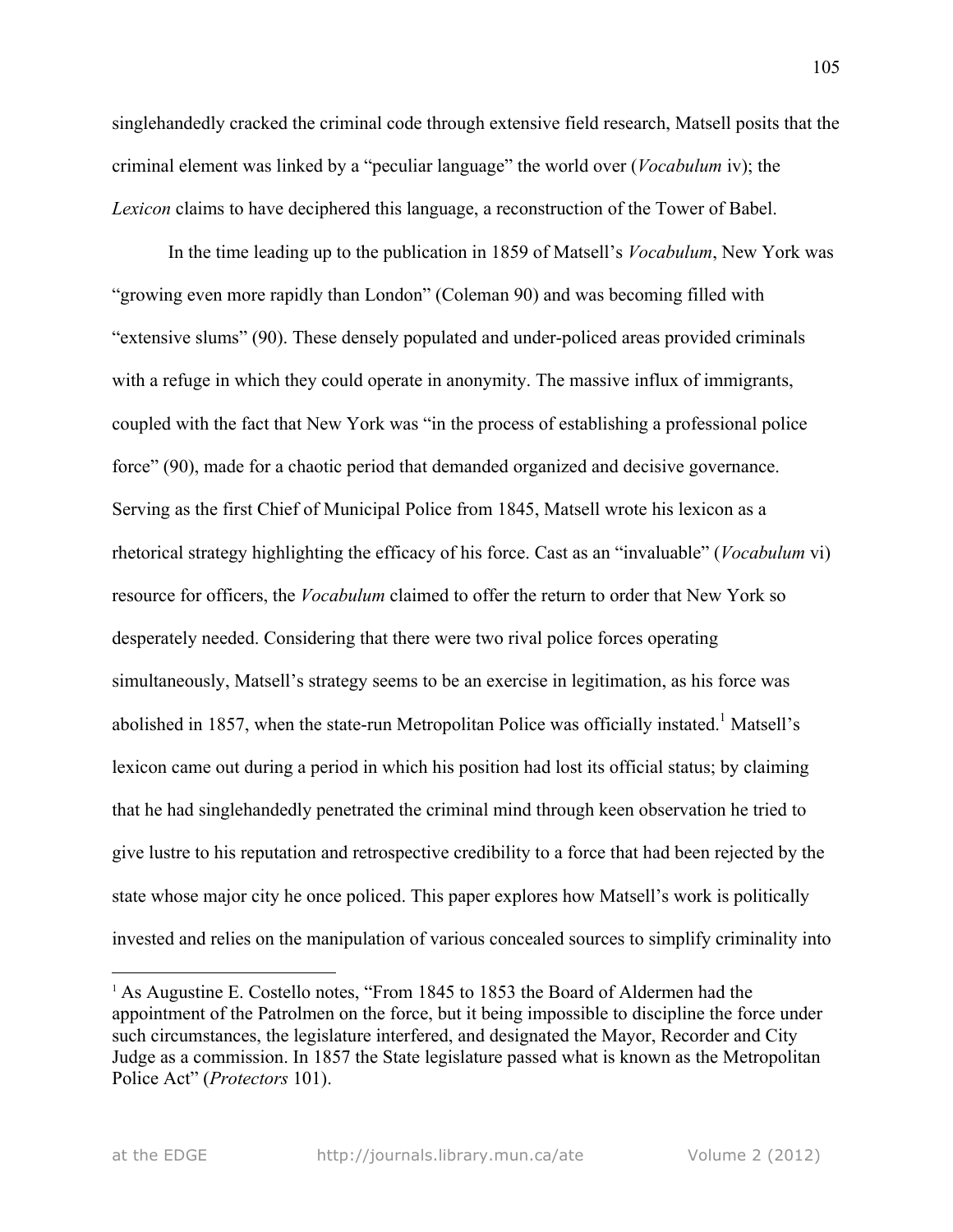singlehandedly cracked the criminal code through extensive field research, Matsell posits that the criminal element was linked by a "peculiar language" the world over (*Vocabulum* iv); the *Lexicon* claims to have deciphered this language, a reconstruction of the Tower of Babel.

In the time leading up to the publication in 1859 of Matsell's *Vocabulum*, New York was "growing even more rapidly than London" (Coleman 90) and was becoming filled with "extensive slums" (90). These densely populated and under-policed areas provided criminals with a refuge in which they could operate in anonymity. The massive influx of immigrants, coupled with the fact that New York was "in the process of establishing a professional police force" (90), made for a chaotic period that demanded organized and decisive governance. Serving as the first Chief of Municipal Police from 1845, Matsell wrote his lexicon as a rhetorical strategy highlighting the efficacy of his force. Cast as an "invaluable" (*Vocabulum* vi) resource for officers, the *Vocabulum* claimed to offer the return to order that New York so desperately needed. Considering that there were two rival police forces operating simultaneously, Matsell's strategy seems to be an exercise in legitimation, as his force was abolished in 1857, when the state-run Metropolitan Police was officially instated.[1] Matsell's lexicon came out during a period in which his position had lost its official status; by claiming that he had singlehandedly penetrated the criminal mind through keen observation he tried to give lustre to his reputation and retrospective credibility to a force that had been rejected by the state whose major city he once policed. This paper explores how Matsell's work is politically invested and relies on the manipulation of various concealed sources to simplify criminality into

[1] As Augustine E. Costello notes, "From 1845 to 1853 the Board of Aldermen had the appointment of the Patrolmen on the force, but it being impossible to discipline the force under such circumstances, the legislature interfered, and designated the Mayor, Recorder and City Judge as a commission. In 1857 the State legislature passed what is known as the Metropolitan Police Act" (*Protectors* 101).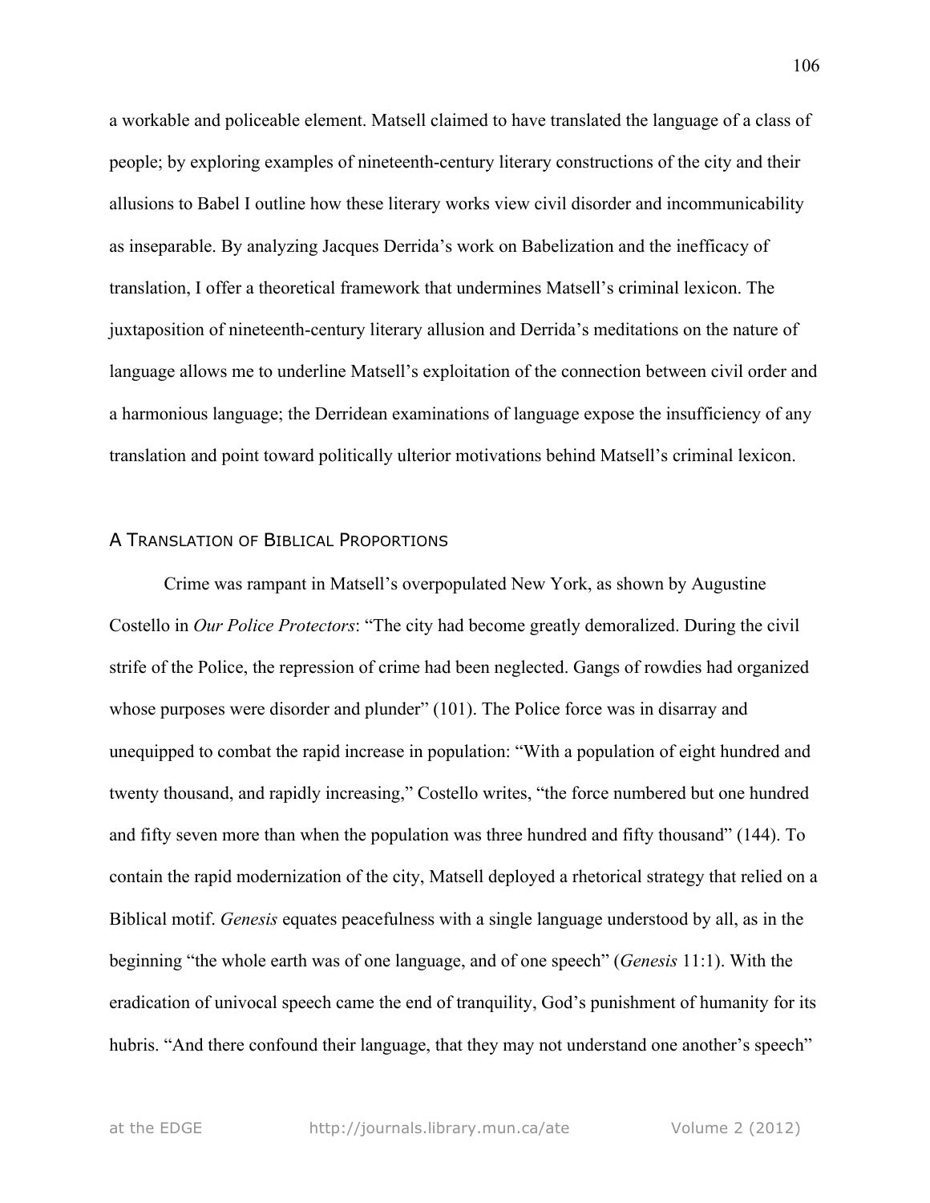a workable and policeable element. Matsell claimed to have translated the language of a class of people; by exploring examples of nineteenth-century literary constructions of the city and their allusions to Babel I outline how these literary works view civil disorder and incommunicability as inseparable. By analyzing Jacques Derrida's work on Babelization and the inefficacy of translation, I offer a theoretical framework that undermines Matsell's criminal lexicon. The juxtaposition of nineteenth-century literary allusion and Derrida's meditations on the nature of language allows me to underline Matsell's exploitation of the connection between civil order and a harmonious language; the Derridean examinations of language expose the insufficiency of any translation and point toward politically ulterior motivations behind Matsell's criminal lexicon.

## A Translation of Biblical Proportions

Crime was rampant in Matsell's overpopulated New York, as shown by Augustine Costello in *Our Police Protectors*: "The city had become greatly demoralized. During the civil strife of the Police, the repression of crime had been neglected. Gangs of rowdies had organized whose purposes were disorder and plunder" (101). The Police force was in disarray and unequipped to combat the rapid increase in population: "With a population of eight hundred and twenty thousand, and rapidly increasing," Costello writes, "the force numbered but one hundred and fifty seven more than when the population was three hundred and fifty thousand" (144). To contain the rapid modernization of the city, Matsell deployed a rhetorical strategy that relied on a Biblical motif. *Genesis* equates peacefulness with a single language understood by all, as in the beginning "the whole earth was of one language, and of one speech" (*Genesis* 11:1). With the eradication of univocal speech came the end of tranquility, God's punishment of humanity for its hubris. "And there confound their language, that they may not understand one another's speech"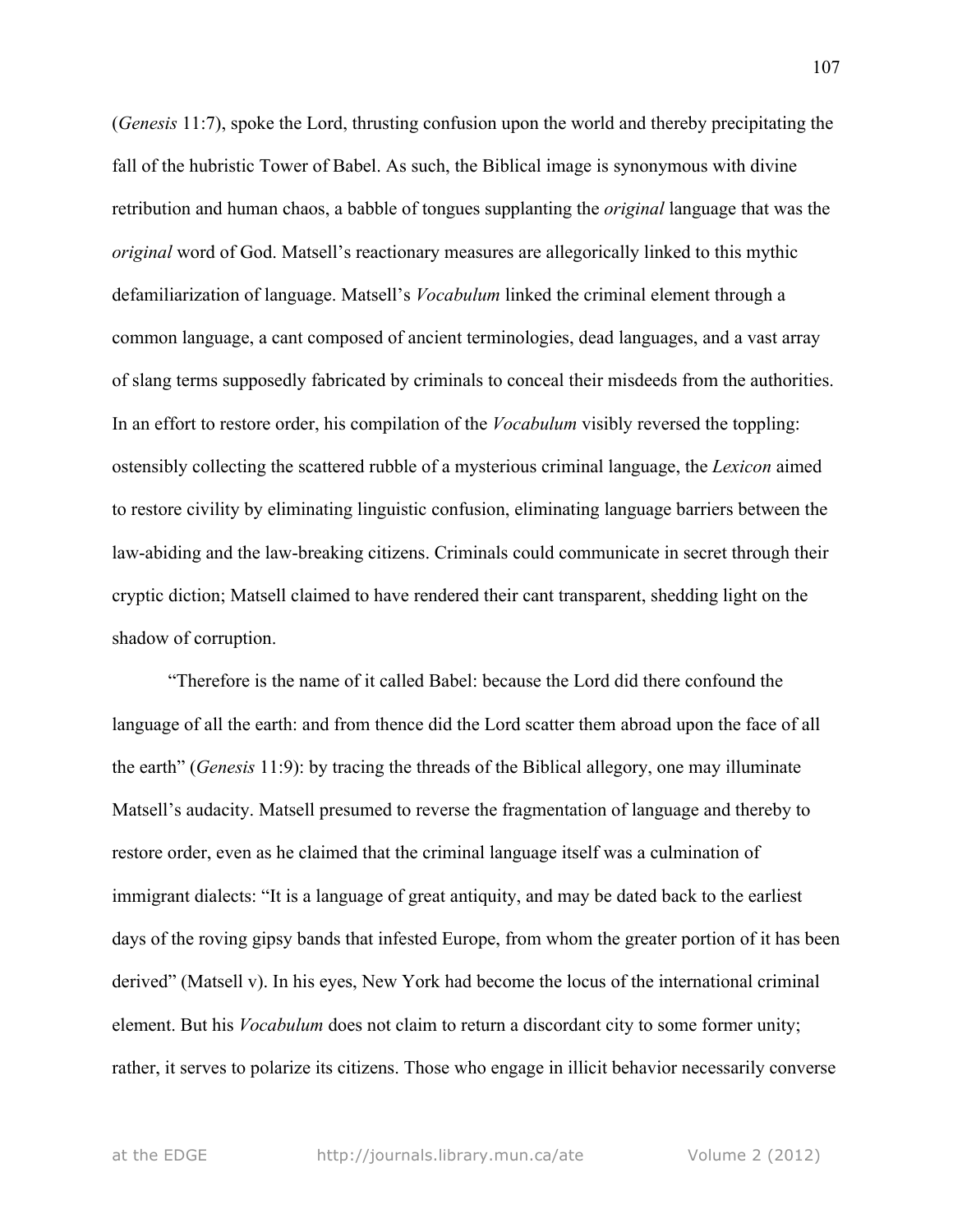(*Genesis* 11:7), spoke the Lord, thrusting confusion upon the world and thereby precipitating the fall of the hubristic Tower of Babel. As such, the Biblical image is synonymous with divine retribution and human chaos, a babble of tongues supplanting the *original* language that was the *original* word of God. Matsell's reactionary measures are allegorically linked to this mythic defamiliarization of language. Matsell's *Vocabulum* linked the criminal element through a common language, a cant composed of ancient terminologies, dead languages, and a vast array of slang terms supposedly fabricated by criminals to conceal their misdeeds from the authorities. In an effort to restore order, his compilation of the *Vocabulum* visibly reversed the toppling: ostensibly collecting the scattered rubble of a mysterious criminal language, the *Lexicon* aimed to restore civility by eliminating linguistic confusion, eliminating language barriers between the law-abiding and the law-breaking citizens. Criminals could communicate in secret through their cryptic diction; Matsell claimed to have rendered their cant transparent, shedding light on the shadow of corruption.

"Therefore is the name of it called Babel: because the Lord did there confound the language of all the earth: and from thence did the Lord scatter them abroad upon the face of all the earth" (*Genesis* 11:9): by tracing the threads of the Biblical allegory, one may illuminate Matsell's audacity. Matsell presumed to reverse the fragmentation of language and thereby to restore order, even as he claimed that the criminal language itself was a culmination of immigrant dialects: "It is a language of great antiquity, and may be dated back to the earliest days of the roving gipsy bands that infested Europe, from whom the greater portion of it has been derived" (Matsell v). In his eyes, New York had become the locus of the international criminal element. But his *Vocabulum* does not claim to return a discordant city to some former unity; rather, it serves to polarize its citizens. Those who engage in illicit behavior necessarily converse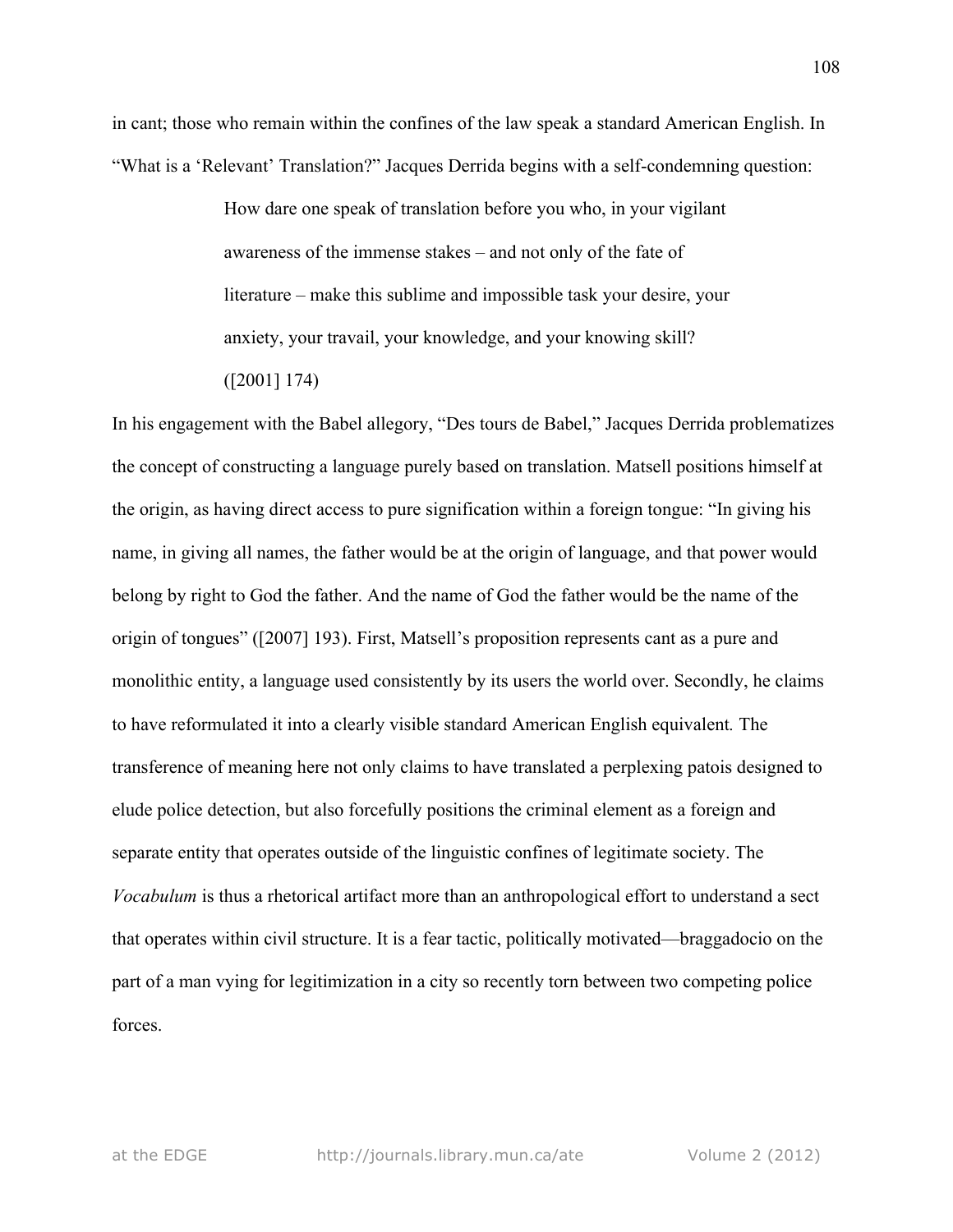in cant; those who remain within the confines of the law speak a standard American English. In "What is a 'Relevant' Translation?" Jacques Derrida begins with a self-condemning question:

> How dare one speak of translation before you who, in your vigilant awareness of the immense stakes – and not only of the fate of literature – make this sublime and impossible task your desire, your anxiety, your travail, your knowledge, and your knowing skill? ([2001] 174)

In his engagement with the Babel allegory, "Des tours de Babel," Jacques Derrida problematizes the concept of constructing a language purely based on translation. Matsell positions himself at the origin, as having direct access to pure signification within a foreign tongue: "In giving his name, in giving all names, the father would be at the origin of language, and that power would belong by right to God the father. And the name of God the father would be the name of the origin of tongues" ([2007] 193). First, Matsell's proposition represents cant as a pure and monolithic entity, a language used consistently by its users the world over. Secondly, he claims to have reformulated it into a clearly visible standard American English equivalent. The transference of meaning here not only claims to have translated a perplexing patois designed to elude police detection, but also forcefully positions the criminal element as a foreign and separate entity that operates outside of the linguistic confines of legitimate society. The *Vocabulum* is thus a rhetorical artifact more than an anthropological effort to understand a sect that operates within civil structure. It is a fear tactic, politically motivated—braggadocio on the part of a man vying for legitimization in a city so recently torn between two competing police forces.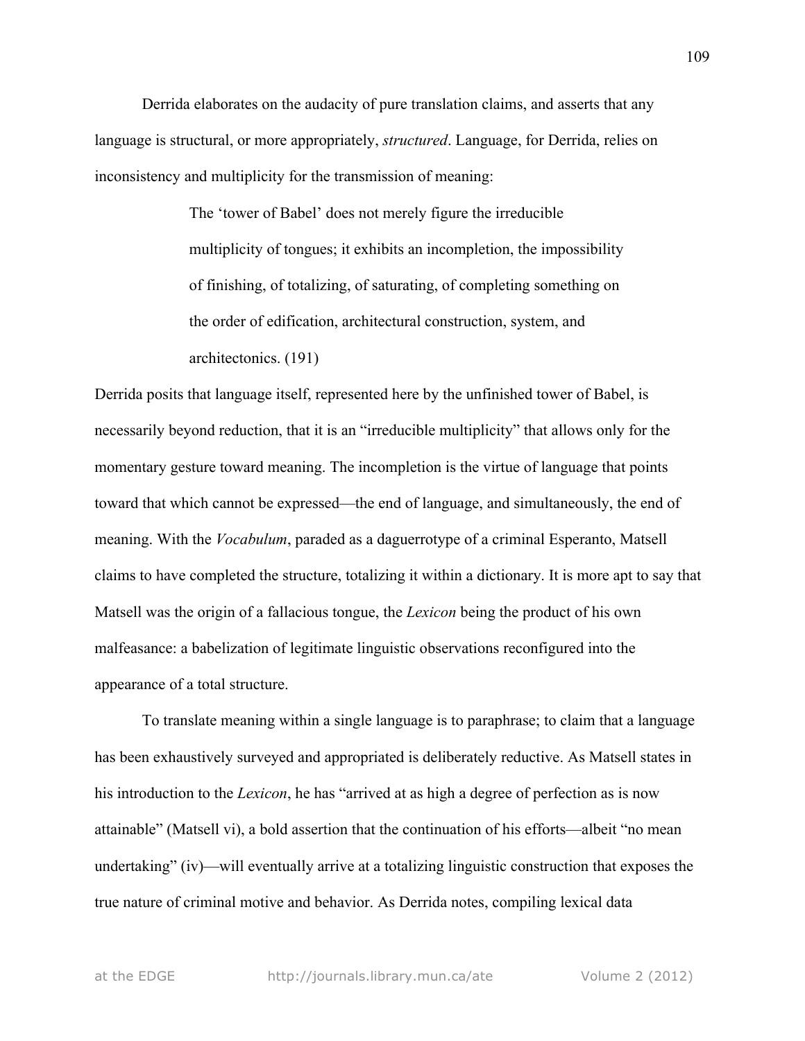Derrida elaborates on the audacity of pure translation claims, and asserts that any language is structural, or more appropriately, *structured*. Language, for Derrida, relies on inconsistency and multiplicity for the transmission of meaning:

> The 'tower of Babel' does not merely figure the irreducible multiplicity of tongues; it exhibits an incompletion, the impossibility of finishing, of totalizing, of saturating, of completing something on the order of edification, architectural construction, system, and architectonics. (191)

Derrida posits that language itself, represented here by the unfinished tower of Babel, is necessarily beyond reduction, that it is an "irreducible multiplicity" that allows only for the momentary gesture toward meaning. The incompletion is the virtue of language that points toward that which cannot be expressed—the end of language, and simultaneously, the end of meaning. With the *Vocabulum*, paraded as a daguerrotype of a criminal Esperanto, Matsell claims to have completed the structure, totalizing it within a dictionary. It is more apt to say that Matsell was the origin of a fallacious tongue, the *Lexicon* being the product of his own malfeasance: a babelization of legitimate linguistic observations reconfigured into the appearance of a total structure.

To translate meaning within a single language is to paraphrase; to claim that a language has been exhaustively surveyed and appropriated is deliberately reductive. As Matsell states in his introduction to the *Lexicon*, he has "arrived at as high a degree of perfection as is now attainable" (Matsell vi), a bold assertion that the continuation of his efforts—albeit "no mean undertaking" (iv)—will eventually arrive at a totalizing linguistic construction that exposes the true nature of criminal motive and behavior. As Derrida notes, compiling lexical data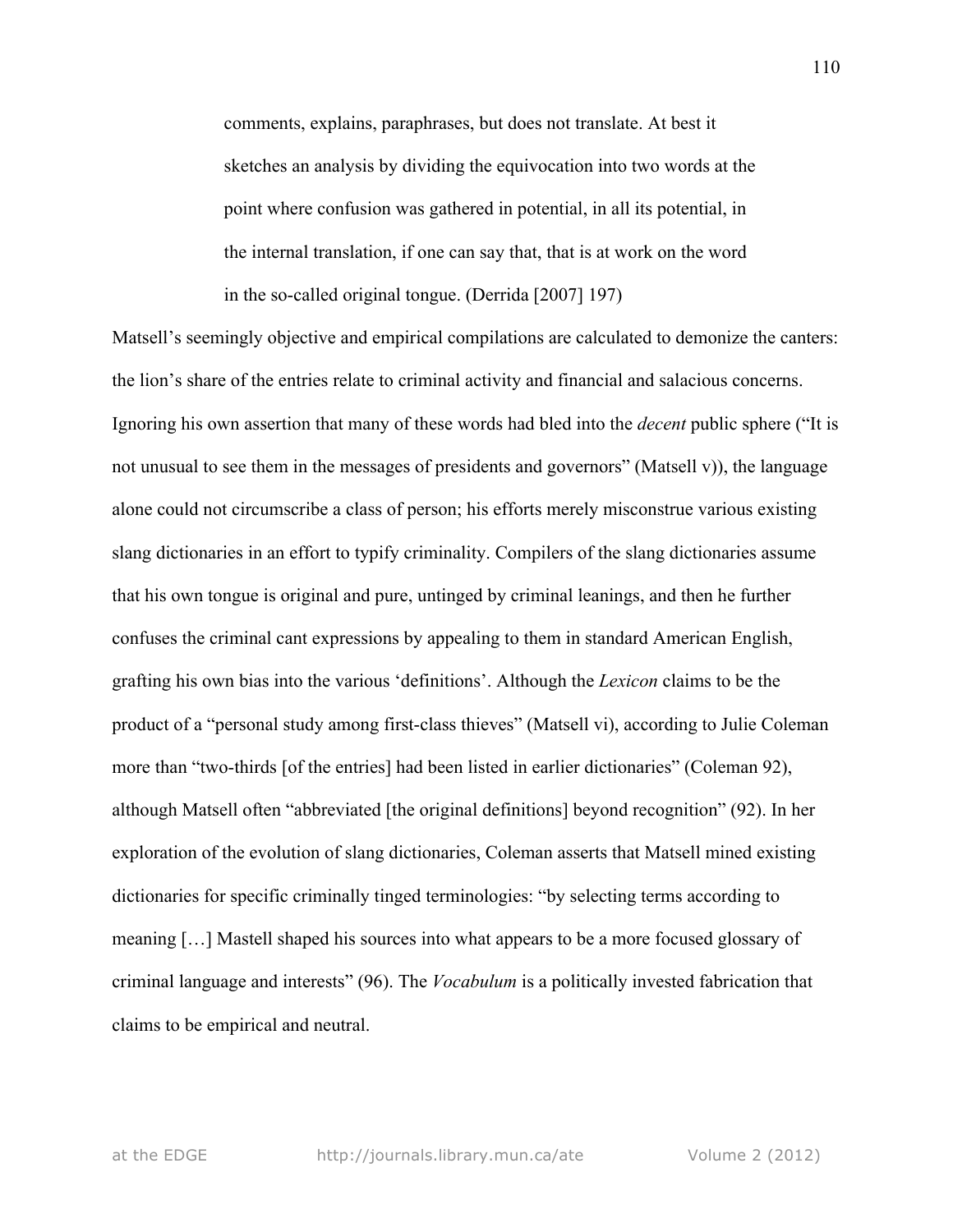> comments, explains, paraphrases, but does not translate. At best it sketches an analysis by dividing the equivocation into two words at the point where confusion was gathered in potential, in all its potential, in the internal translation, if one can say that, that is at work on the word in the so-called original tongue. (Derrida [2007] 197)

Matsell's seemingly objective and empirical compilations are calculated to demonize the canters: the lion's share of the entries relate to criminal activity and financial and salacious concerns. Ignoring his own assertion that many of these words had bled into the *decent* public sphere ("It is not unusual to see them in the messages of presidents and governors" (Matsell v)), the language alone could not circumscribe a class of person; his efforts merely misconstrue various existing slang dictionaries in an effort to typify criminality. Compilers of the slang dictionaries assume that his own tongue is original and pure, untinged by criminal leanings, and then he further confuses the criminal cant expressions by appealing to them in standard American English, grafting his own bias into the various 'definitions'. Although the *Lexicon* claims to be the product of a "personal study among first-class thieves" (Matsell vi), according to Julie Coleman more than "two-thirds [of the entries] had been listed in earlier dictionaries" (Coleman 92), although Matsell often "abbreviated [the original definitions] beyond recognition" (92). In her exploration of the evolution of slang dictionaries, Coleman asserts that Matsell mined existing dictionaries for specific criminally tinged terminologies: "by selecting terms according to meaning […] Mastell shaped his sources into what appears to be a more focused glossary of criminal language and interests" (96). The *Vocabulum* is a politically invested fabrication that claims to be empirical and neutral.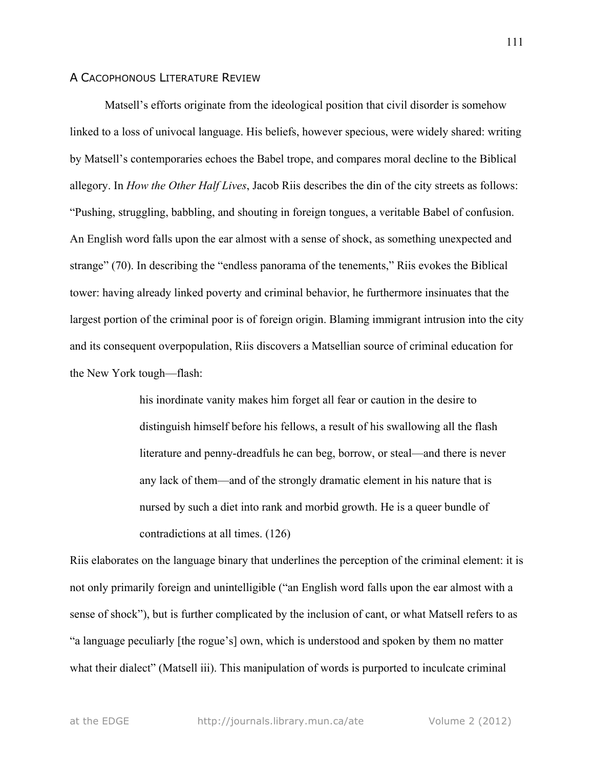## A Cacophonous Literature Review

Matsell's efforts originate from the ideological position that civil disorder is somehow linked to a loss of univocal language. His beliefs, however specious, were widely shared: writing by Matsell's contemporaries echoes the Babel trope, and compares moral decline to the Biblical allegory. In *How the Other Half Lives*, Jacob Riis describes the din of the city streets as follows: "Pushing, struggling, babbling, and shouting in foreign tongues, a veritable Babel of confusion. An English word falls upon the ear almost with a sense of shock, as something unexpected and strange" (70). In describing the "endless panorama of the tenements," Riis evokes the Biblical tower: having already linked poverty and criminal behavior, he furthermore insinuates that the largest portion of the criminal poor is of foreign origin. Blaming immigrant intrusion into the city and its consequent overpopulation, Riis discovers a Matsellian source of criminal education for the New York tough—flash:

> his inordinate vanity makes him forget all fear or caution in the desire to distinguish himself before his fellows, a result of his swallowing all the flash literature and penny-dreadfuls he can beg, borrow, or steal—and there is never any lack of them—and of the strongly dramatic element in his nature that is nursed by such a diet into rank and morbid growth. He is a queer bundle of contradictions at all times. (126)

Riis elaborates on the language binary that underlines the perception of the criminal element: it is not only primarily foreign and unintelligible ("an English word falls upon the ear almost with a sense of shock"), but is further complicated by the inclusion of cant, or what Matsell refers to as "a language peculiarly [the rogue's] own, which is understood and spoken by them no matter what their dialect" (Matsell iii). This manipulation of words is purported to inculcate criminal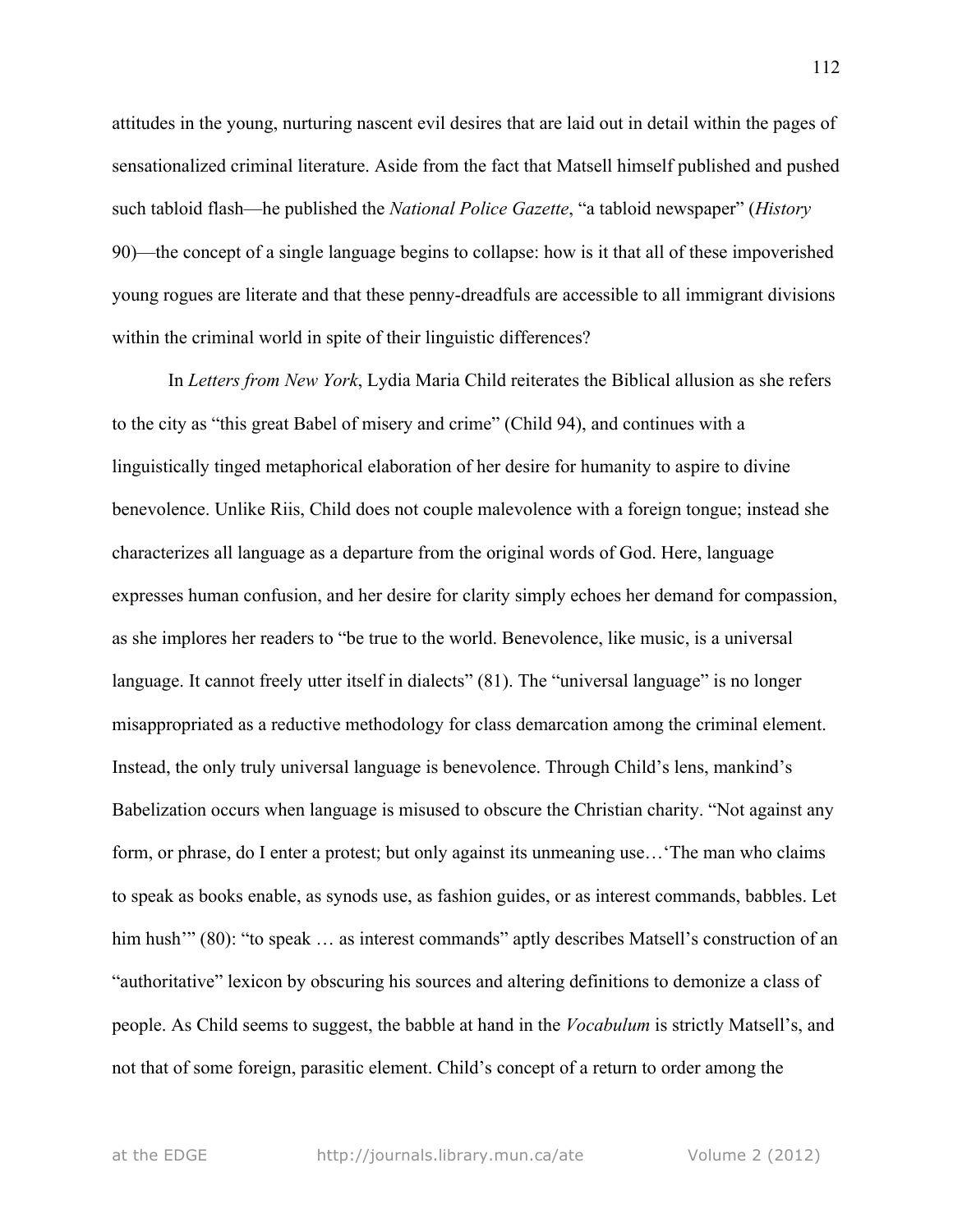attitudes in the young, nurturing nascent evil desires that are laid out in detail within the pages of sensationalized criminal literature. Aside from the fact that Matsell himself published and pushed such tabloid flash—he published the *National Police Gazette*, "a tabloid newspaper" (*History* 90)—the concept of a single language begins to collapse: how is it that all of these impoverished young rogues are literate and that these penny-dreadfuls are accessible to all immigrant divisions within the criminal world in spite of their linguistic differences?

In *Letters from New York*, Lydia Maria Child reiterates the Biblical allusion as she refers to the city as "this great Babel of misery and crime" (Child 94), and continues with a linguistically tinged metaphorical elaboration of her desire for humanity to aspire to divine benevolence. Unlike Riis, Child does not couple malevolence with a foreign tongue; instead she characterizes all language as a departure from the original words of God. Here, language expresses human confusion, and her desire for clarity simply echoes her demand for compassion, as she implores her readers to "be true to the world. Benevolence, like music, is a universal language. It cannot freely utter itself in dialects" (81). The "universal language" is no longer misappropriated as a reductive methodology for class demarcation among the criminal element. Instead, the only truly universal language is benevolence. Through Child's lens, mankind's Babelization occurs when language is misused to obscure the Christian charity. "Not against any form, or phrase, do I enter a protest; but only against its unmeaning use…'The man who claims to speak as books enable, as synods use, as fashion guides, or as interest commands, babbles. Let him hush'" (80): "to speak … as interest commands" aptly describes Matsell's construction of an "authoritative" lexicon by obscuring his sources and altering definitions to demonize a class of people. As Child seems to suggest, the babble at hand in the *Vocabulum* is strictly Matsell's, and not that of some foreign, parasitic element. Child's concept of a return to order among the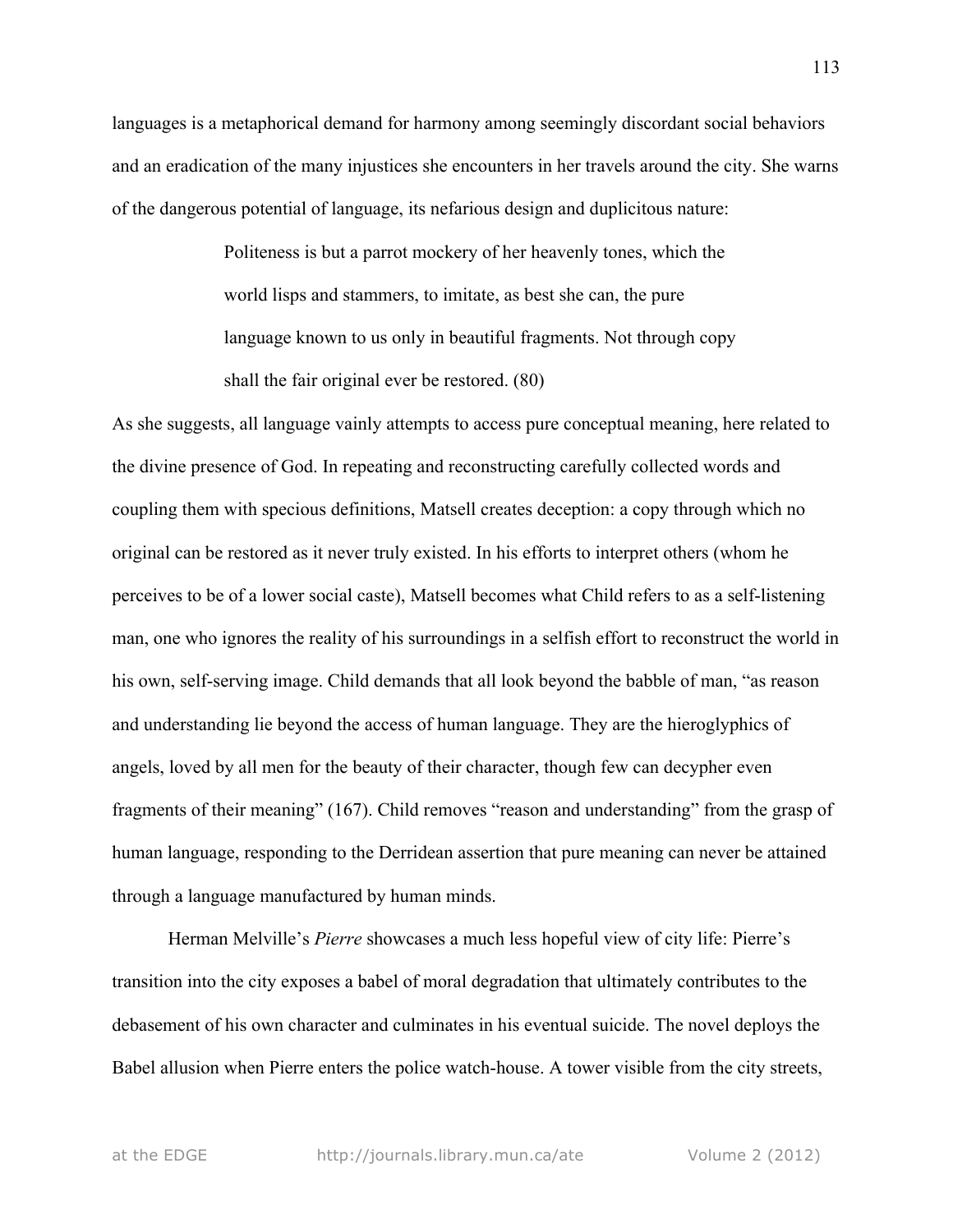languages is a metaphorical demand for harmony among seemingly discordant social behaviors and an eradication of the many injustices she encounters in her travels around the city. She warns of the dangerous potential of language, its nefarious design and duplicitous nature:

> Politeness is but a parrot mockery of her heavenly tones, which the world lisps and stammers, to imitate, as best she can, the pure language known to us only in beautiful fragments. Not through copy shall the fair original ever be restored. (80)

As she suggests, all language vainly attempts to access pure conceptual meaning, here related to the divine presence of God. In repeating and reconstructing carefully collected words and coupling them with specious definitions, Matsell creates deception: a copy through which no original can be restored as it never truly existed. In his efforts to interpret others (whom he perceives to be of a lower social caste), Matsell becomes what Child refers to as a self-listening man, one who ignores the reality of his surroundings in a selfish effort to reconstruct the world in his own, self-serving image. Child demands that all look beyond the babble of man, "as reason and understanding lie beyond the access of human language. They are the hieroglyphics of angels, loved by all men for the beauty of their character, though few can decypher even fragments of their meaning" (167). Child removes "reason and understanding" from the grasp of human language, responding to the Derridean assertion that pure meaning can never be attained through a language manufactured by human minds.

Herman Melville's *Pierre* showcases a much less hopeful view of city life: Pierre's transition into the city exposes a babel of moral degradation that ultimately contributes to the debasement of his own character and culminates in his eventual suicide. The novel deploys the Babel allusion when Pierre enters the police watch-house. A tower visible from the city streets,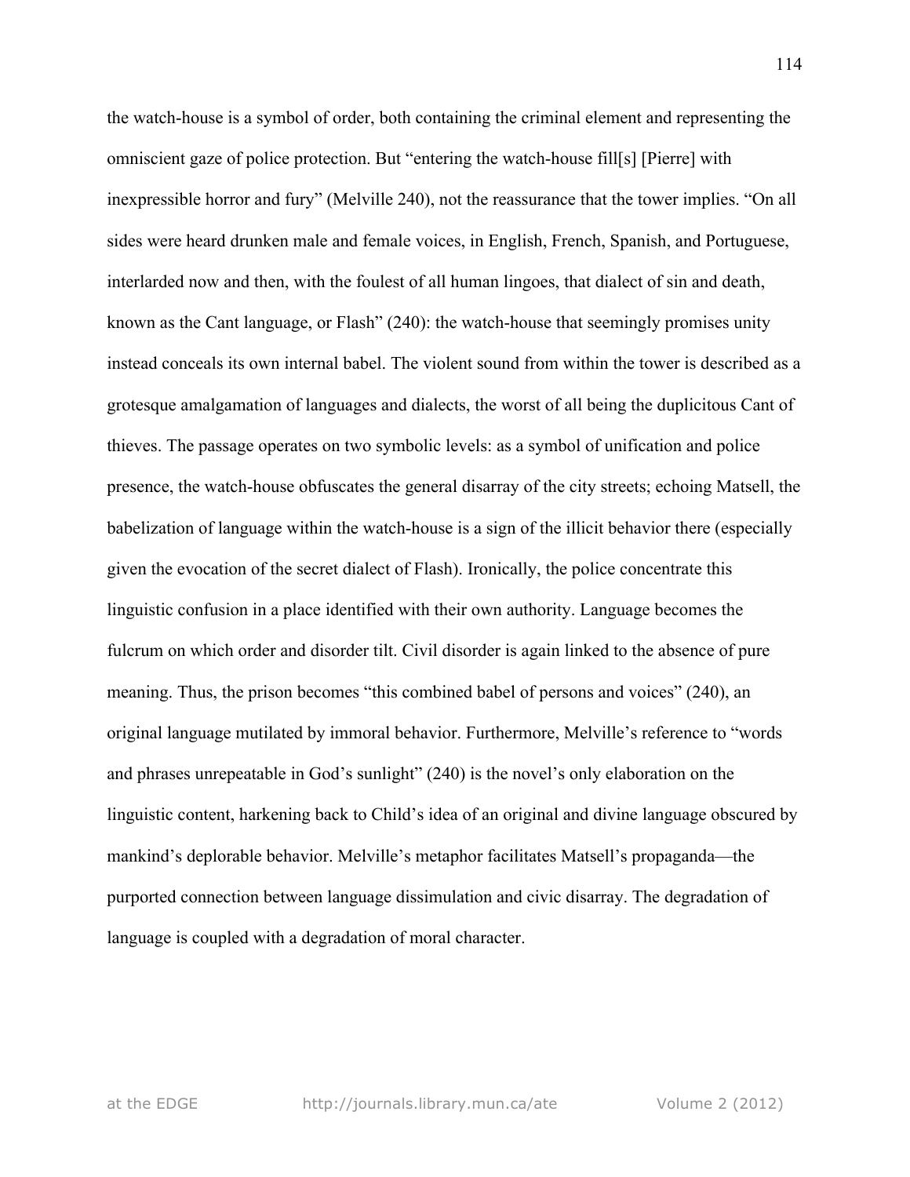the watch-house is a symbol of order, both containing the criminal element and representing the omniscient gaze of police protection. But "entering the watch-house fill[s] [Pierre] with inexpressible horror and fury" (Melville 240), not the reassurance that the tower implies. "On all sides were heard drunken male and female voices, in English, French, Spanish, and Portuguese, interlarded now and then, with the foulest of all human lingoes, that dialect of sin and death, known as the Cant language, or Flash" (240): the watch-house that seemingly promises unity instead conceals its own internal babel. The violent sound from within the tower is described as a grotesque amalgamation of languages and dialects, the worst of all being the duplicitous Cant of thieves. The passage operates on two symbolic levels: as a symbol of unification and police presence, the watch-house obfuscates the general disarray of the city streets; echoing Matsell, the babelization of language within the watch-house is a sign of the illicit behavior there (especially given the evocation of the secret dialect of Flash). Ironically, the police concentrate this linguistic confusion in a place identified with their own authority. Language becomes the fulcrum on which order and disorder tilt. Civil disorder is again linked to the absence of pure meaning. Thus, the prison becomes "this combined babel of persons and voices" (240), an original language mutilated by immoral behavior. Furthermore, Melville's reference to "words and phrases unrepeatable in God's sunlight" (240) is the novel's only elaboration on the linguistic content, harkening back to Child's idea of an original and divine language obscured by mankind's deplorable behavior. Melville's metaphor facilitates Matsell's propaganda—the purported connection between language dissimulation and civic disarray. The degradation of language is coupled with a degradation of moral character.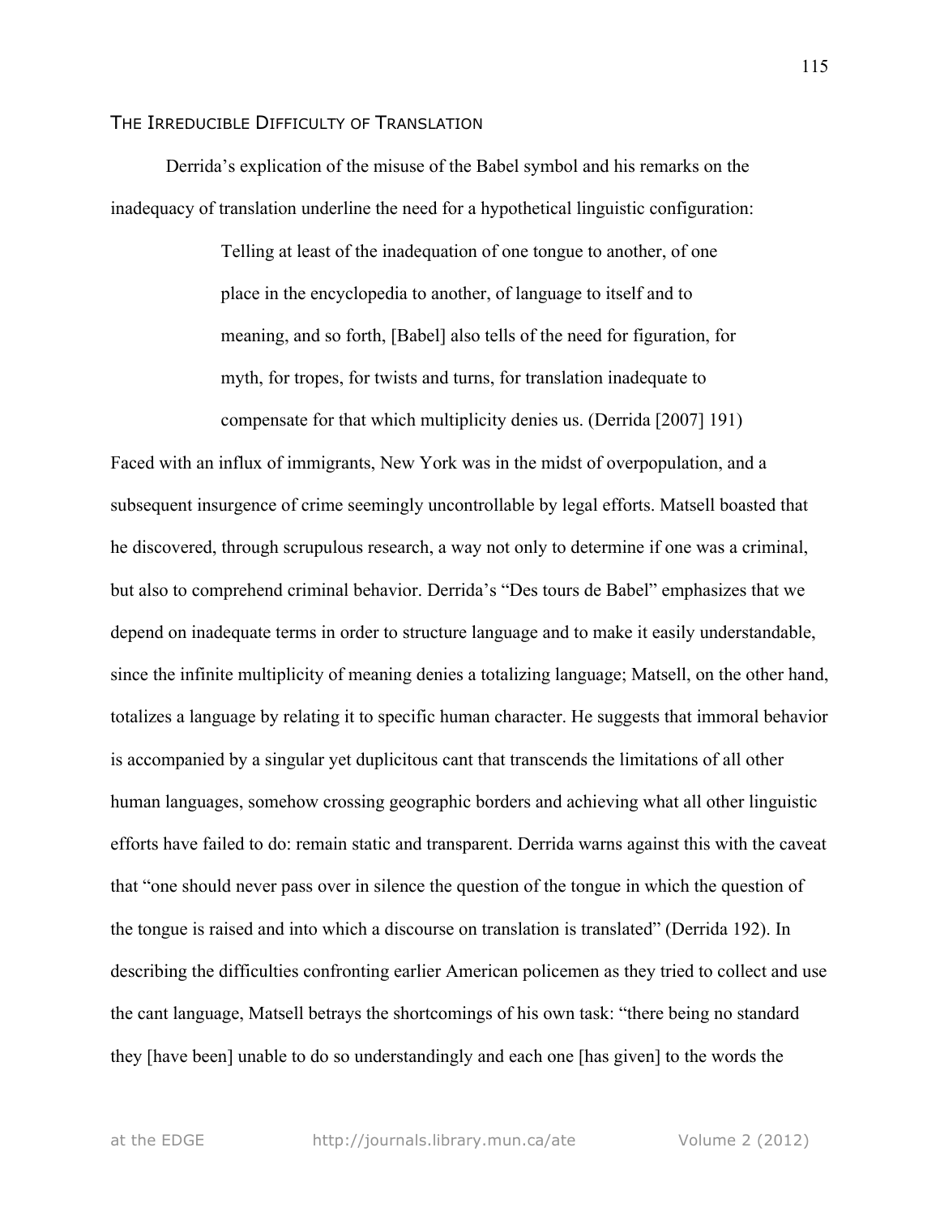## The Irreducible Difficulty of Translation

Derrida's explication of the misuse of the Babel symbol and his remarks on the inadequacy of translation underline the need for a hypothetical linguistic configuration:

> Telling at least of the inadequation of one tongue to another, of one place in the encyclopedia to another, of language to itself and to meaning, and so forth, [Babel] also tells of the need for figuration, for myth, for tropes, for twists and turns, for translation inadequate to compensate for that which multiplicity denies us. (Derrida [2007] 191)

Faced with an influx of immigrants, New York was in the midst of overpopulation, and a subsequent insurgence of crime seemingly uncontrollable by legal efforts. Matsell boasted that he discovered, through scrupulous research, a way not only to determine if one was a criminal, but also to comprehend criminal behavior. Derrida's "Des tours de Babel" emphasizes that we depend on inadequate terms in order to structure language and to make it easily understandable, since the infinite multiplicity of meaning denies a totalizing language; Matsell, on the other hand, totalizes a language by relating it to specific human character. He suggests that immoral behavior is accompanied by a singular yet duplicitous cant that transcends the limitations of all other human languages, somehow crossing geographic borders and achieving what all other linguistic efforts have failed to do: remain static and transparent. Derrida warns against this with the caveat that "one should never pass over in silence the question of the tongue in which the question of the tongue is raised and into which a discourse on translation is translated" (Derrida 192). In describing the difficulties confronting earlier American policemen as they tried to collect and use the cant language, Matsell betrays the shortcomings of his own task: "there being no standard they [have been] unable to do so understandingly and each one [has given] to the words the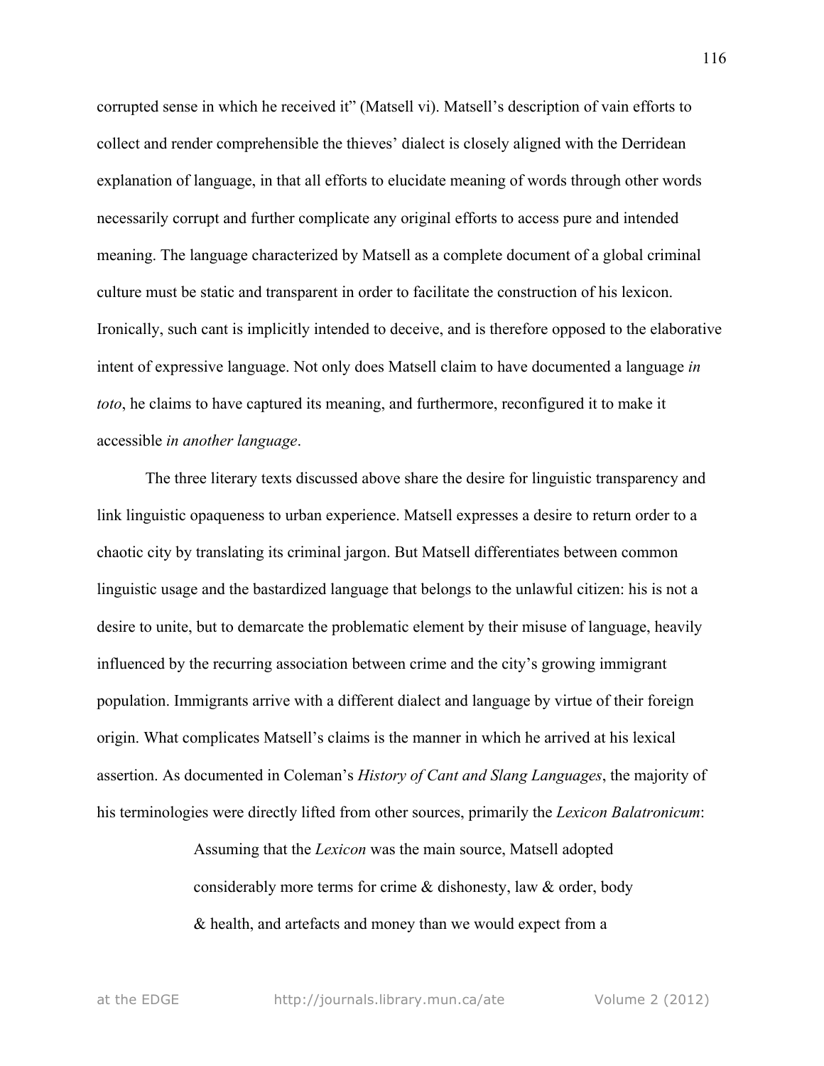corrupted sense in which he received it" (Matsell vi). Matsell's description of vain efforts to collect and render comprehensible the thieves' dialect is closely aligned with the Derridean explanation of language, in that all efforts to elucidate meaning of words through other words necessarily corrupt and further complicate any original efforts to access pure and intended meaning. The language characterized by Matsell as a complete document of a global criminal culture must be static and transparent in order to facilitate the construction of his lexicon. Ironically, such cant is implicitly intended to deceive, and is therefore opposed to the elaborative intent of expressive language. Not only does Matsell claim to have documented a language *in toto*, he claims to have captured its meaning, and furthermore, reconfigured it to make it accessible *in another language*.

The three literary texts discussed above share the desire for linguistic transparency and link linguistic opaqueness to urban experience. Matsell expresses a desire to return order to a chaotic city by translating its criminal jargon. But Matsell differentiates between common linguistic usage and the bastardized language that belongs to the unlawful citizen: his is not a desire to unite, but to demarcate the problematic element by their misuse of language, heavily influenced by the recurring association between crime and the city's growing immigrant population. Immigrants arrive with a different dialect and language by virtue of their foreign origin. What complicates Matsell's claims is the manner in which he arrived at his lexical assertion. As documented in Coleman's *History of Cant and Slang Languages*, the majority of his terminologies were directly lifted from other sources, primarily the *Lexicon Balatronicum*:

> Assuming that the *Lexicon* was the main source, Matsell adopted considerably more terms for crime & dishonesty, law & order, body & health, and artefacts and money than we would expect from a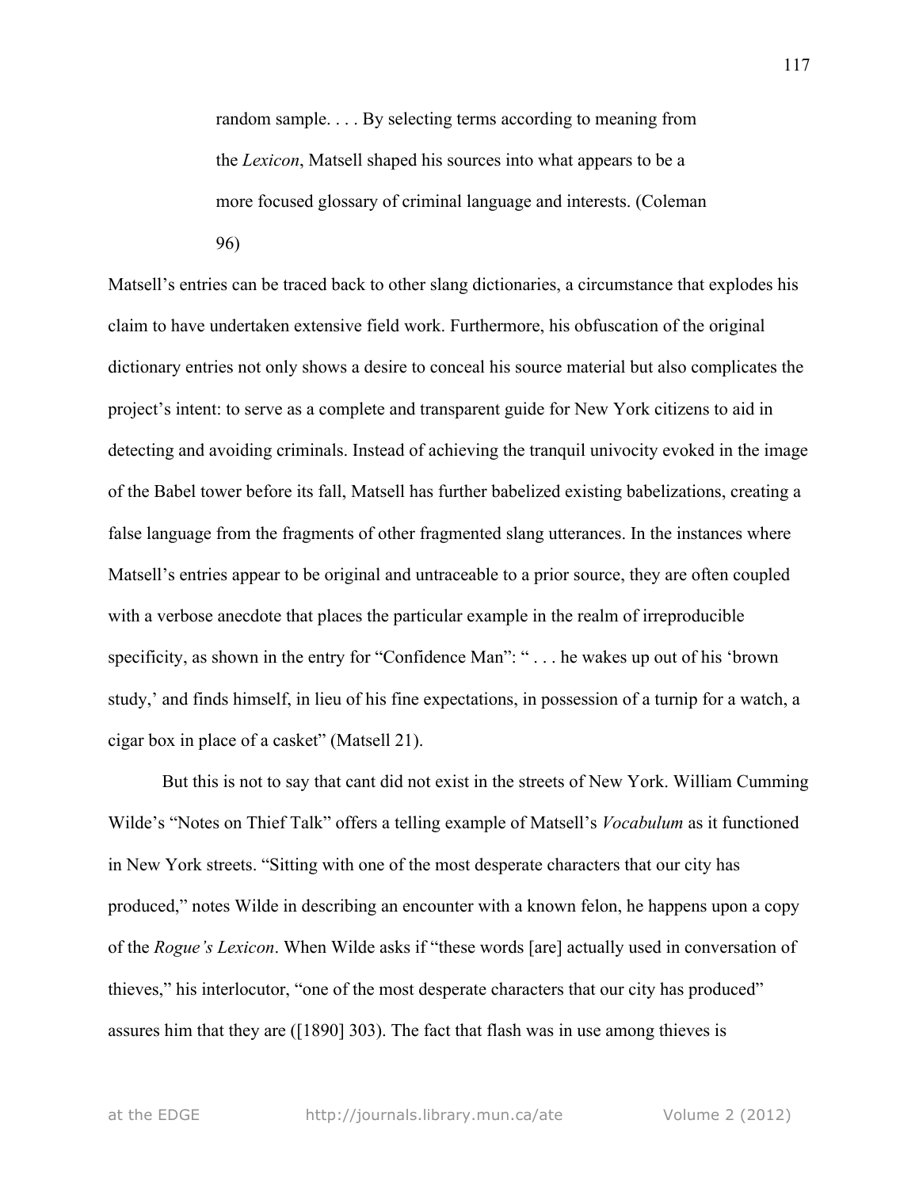> random sample. . . . By selecting terms according to meaning from the *Lexicon*, Matsell shaped his sources into what appears to be a more focused glossary of criminal language and interests. (Coleman 96)

Matsell's entries can be traced back to other slang dictionaries, a circumstance that explodes his claim to have undertaken extensive field work. Furthermore, his obfuscation of the original dictionary entries not only shows a desire to conceal his source material but also complicates the project's intent: to serve as a complete and transparent guide for New York citizens to aid in detecting and avoiding criminals. Instead of achieving the tranquil univocity evoked in the image of the Babel tower before its fall, Matsell has further babelized existing babelizations, creating a false language from the fragments of other fragmented slang utterances. In the instances where Matsell's entries appear to be original and untraceable to a prior source, they are often coupled with a verbose anecdote that places the particular example in the realm of irreproducible specificity, as shown in the entry for "Confidence Man": " . . . he wakes up out of his 'brown study,' and finds himself, in lieu of his fine expectations, in possession of a turnip for a watch, a cigar box in place of a casket" (Matsell 21).

But this is not to say that cant did not exist in the streets of New York. William Cumming Wilde's "Notes on Thief Talk" offers a telling example of Matsell's *Vocabulum* as it functioned in New York streets. "Sitting with one of the most desperate characters that our city has produced," notes Wilde in describing an encounter with a known felon, he happens upon a copy of the *Rogue's Lexicon*. When Wilde asks if "these words [are] actually used in conversation of thieves," his interlocutor, "one of the most desperate characters that our city has produced" assures him that they are ([1890] 303). The fact that flash was in use among thieves is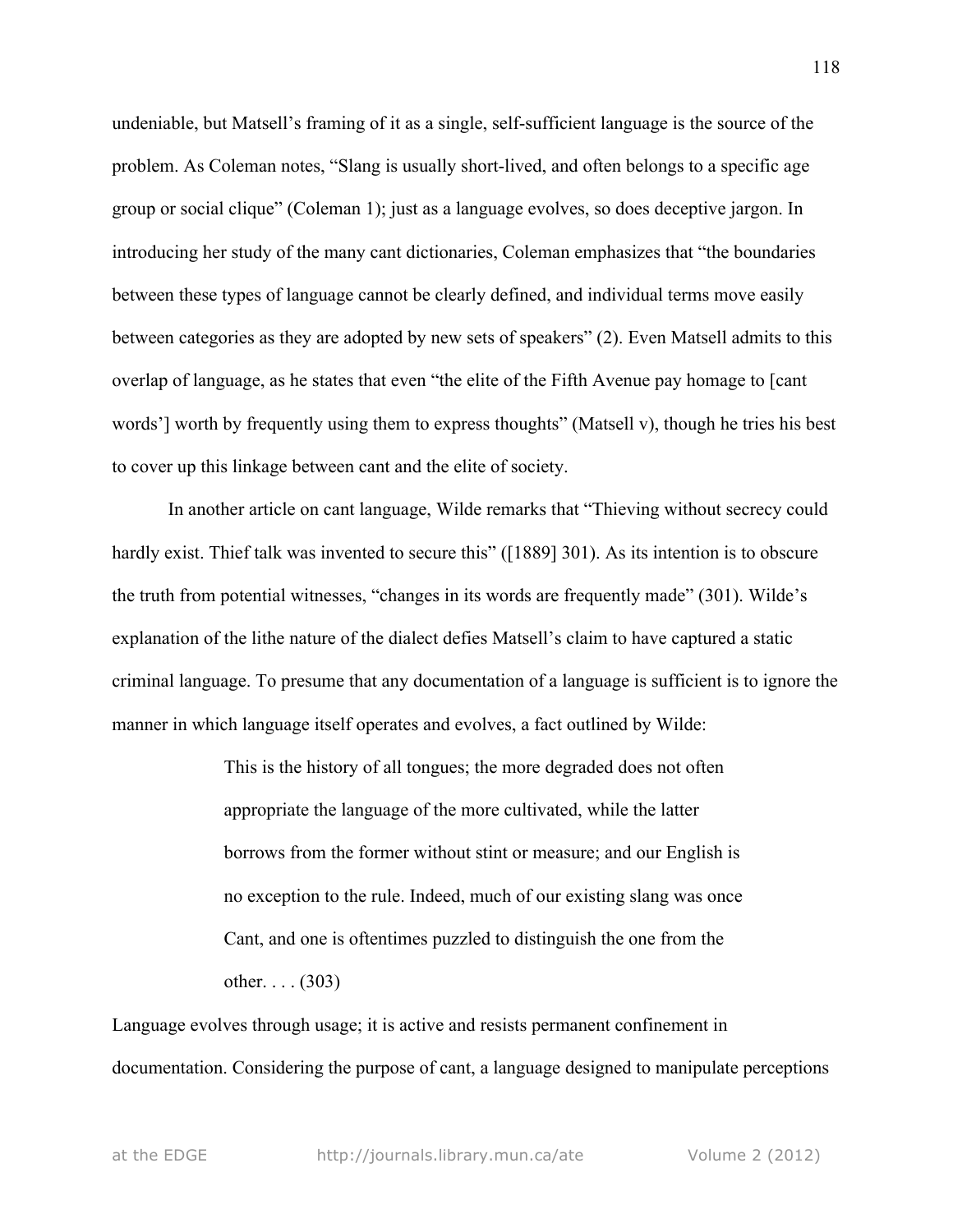undeniable, but Matsell's framing of it as a single, self-sufficient language is the source of the problem. As Coleman notes, "Slang is usually short-lived, and often belongs to a specific age group or social clique" (Coleman 1); just as a language evolves, so does deceptive jargon. In introducing her study of the many cant dictionaries, Coleman emphasizes that "the boundaries between these types of language cannot be clearly defined, and individual terms move easily between categories as they are adopted by new sets of speakers" (2). Even Matsell admits to this overlap of language, as he states that even "the elite of the Fifth Avenue pay homage to [cant words'] worth by frequently using them to express thoughts" (Matsell v), though he tries his best to cover up this linkage between cant and the elite of society.

In another article on cant language, Wilde remarks that "Thieving without secrecy could hardly exist. Thief talk was invented to secure this" ([1889] 301). As its intention is to obscure the truth from potential witnesses, "changes in its words are frequently made" (301). Wilde's explanation of the lithe nature of the dialect defies Matsell's claim to have captured a static criminal language. To presume that any documentation of a language is sufficient is to ignore the manner in which language itself operates and evolves, a fact outlined by Wilde:

> This is the history of all tongues; the more degraded does not often appropriate the language of the more cultivated, while the latter borrows from the former without stint or measure; and our English is no exception to the rule. Indeed, much of our existing slang was once Cant, and one is oftentimes puzzled to distinguish the one from the other. . . . (303)

Language evolves through usage; it is active and resists permanent confinement in documentation. Considering the purpose of cant, a language designed to manipulate perceptions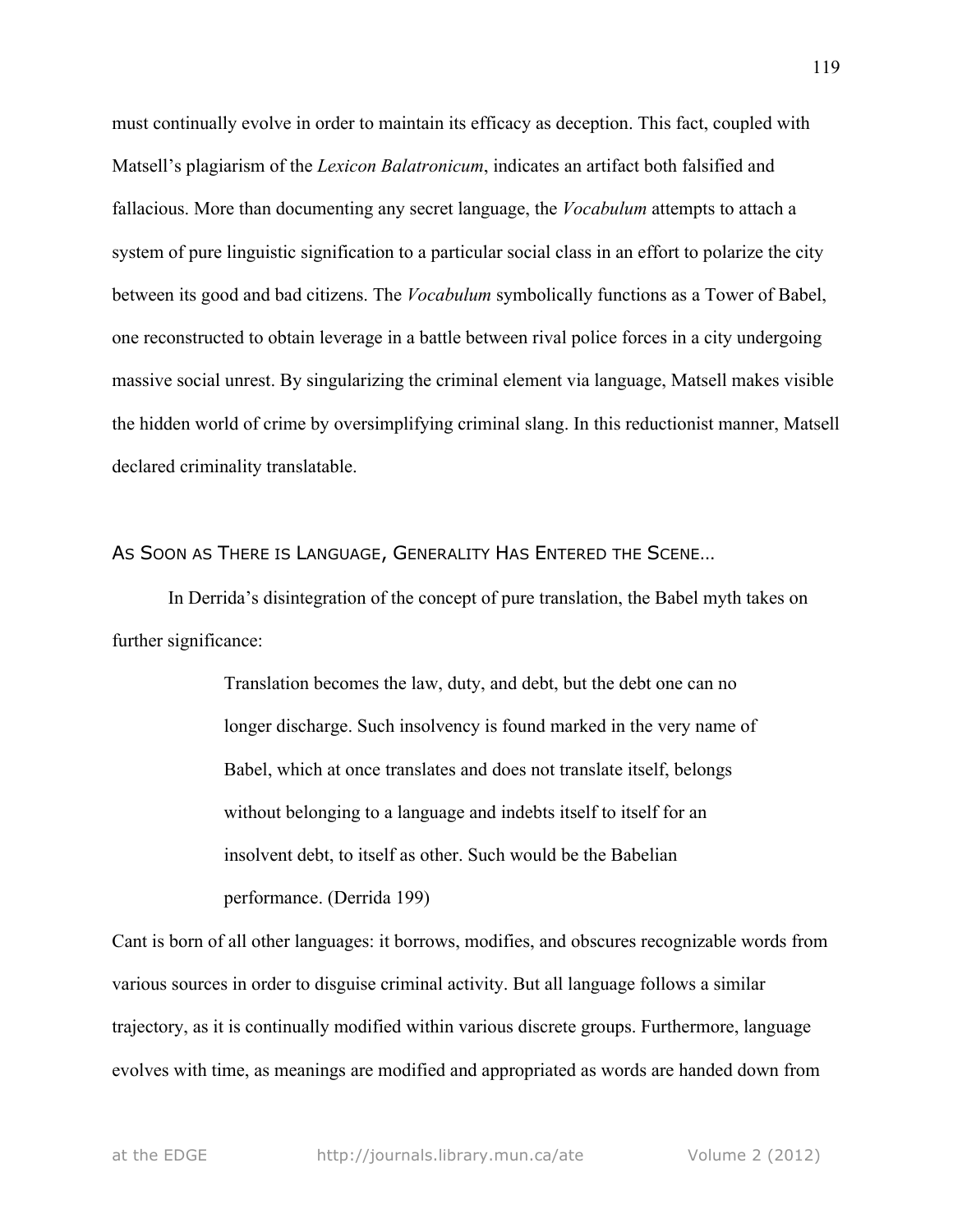must continually evolve in order to maintain its efficacy as deception. This fact, coupled with Matsell's plagiarism of the *Lexicon Balatronicum*, indicates an artifact both falsified and fallacious. More than documenting any secret language, the *Vocabulum* attempts to attach a system of pure linguistic signification to a particular social class in an effort to polarize the city between its good and bad citizens. The *Vocabulum* symbolically functions as a Tower of Babel, one reconstructed to obtain leverage in a battle between rival police forces in a city undergoing massive social unrest. By singularizing the criminal element via language, Matsell makes visible the hidden world of crime by oversimplifying criminal slang. In this reductionist manner, Matsell declared criminality translatable.

## As Soon as There is Language, Generality Has Entered the Scene...

In Derrida's disintegration of the concept of pure translation, the Babel myth takes on further significance:

> Translation becomes the law, duty, and debt, but the debt one can no longer discharge. Such insolvency is found marked in the very name of Babel, which at once translates and does not translate itself, belongs without belonging to a language and indebts itself to itself for an insolvent debt, to itself as other. Such would be the Babelian performance. (Derrida 199)

Cant is born of all other languages: it borrows, modifies, and obscures recognizable words from various sources in order to disguise criminal activity. But all language follows a similar trajectory, as it is continually modified within various discrete groups. Furthermore, language evolves with time, as meanings are modified and appropriated as words are handed down from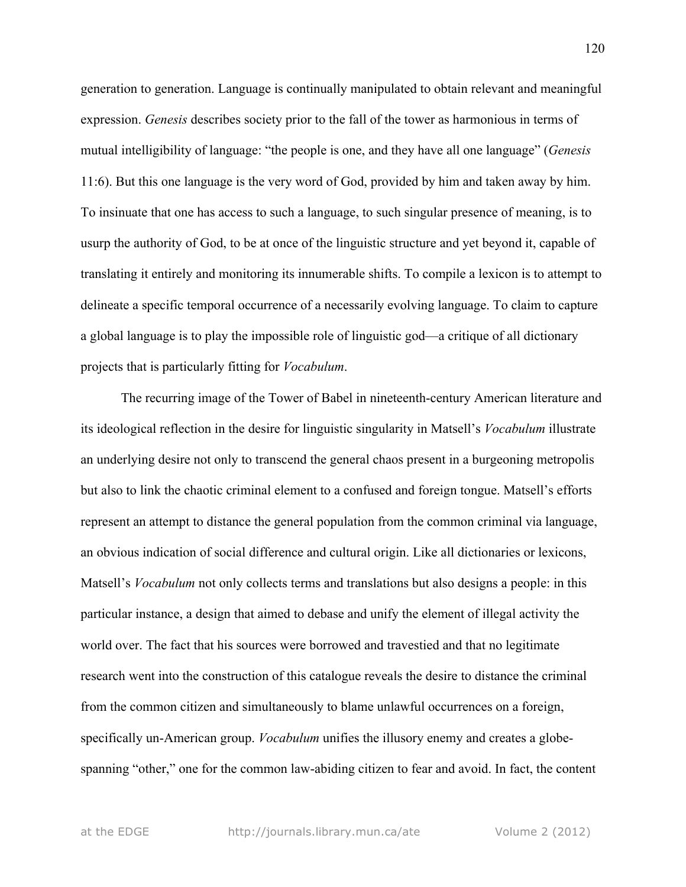generation to generation. Language is continually manipulated to obtain relevant and meaningful expression. *Genesis* describes society prior to the fall of the tower as harmonious in terms of mutual intelligibility of language: "the people is one, and they have all one language" (*Genesis* 11:6). But this one language is the very word of God, provided by him and taken away by him. To insinuate that one has access to such a language, to such singular presence of meaning, is to usurp the authority of God, to be at once of the linguistic structure and yet beyond it, capable of translating it entirely and monitoring its innumerable shifts. To compile a lexicon is to attempt to delineate a specific temporal occurrence of a necessarily evolving language. To claim to capture a global language is to play the impossible role of linguistic god—a critique of all dictionary projects that is particularly fitting for *Vocabulum*.

The recurring image of the Tower of Babel in nineteenth-century American literature and its ideological reflection in the desire for linguistic singularity in Matsell's *Vocabulum* illustrate an underlying desire not only to transcend the general chaos present in a burgeoning metropolis but also to link the chaotic criminal element to a confused and foreign tongue. Matsell's efforts represent an attempt to distance the general population from the common criminal via language, an obvious indication of social difference and cultural origin. Like all dictionaries or lexicons, Matsell's *Vocabulum* not only collects terms and translations but also designs a people: in this particular instance, a design that aimed to debase and unify the element of illegal activity the world over. The fact that his sources were borrowed and travestied and that no legitimate research went into the construction of this catalogue reveals the desire to distance the criminal from the common citizen and simultaneously to blame unlawful occurrences on a foreign, specifically un-American group. *Vocabulum* unifies the illusory enemy and creates a globe-spanning "other," one for the common law-abiding citizen to fear and avoid. In fact, the content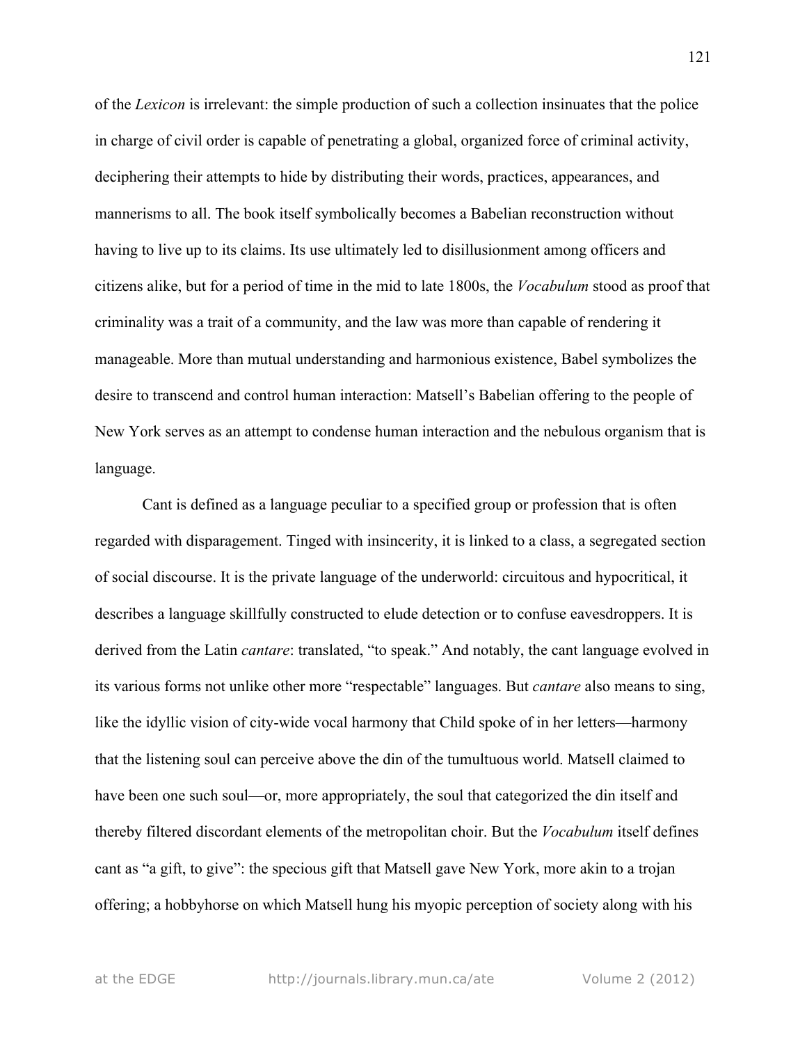of the *Lexicon* is irrelevant: the simple production of such a collection insinuates that the police in charge of civil order is capable of penetrating a global, organized force of criminal activity, deciphering their attempts to hide by distributing their words, practices, appearances, and mannerisms to all. The book itself symbolically becomes a Babelian reconstruction without having to live up to its claims. Its use ultimately led to disillusionment among officers and citizens alike, but for a period of time in the mid to late 1800s, the *Vocabulum* stood as proof that criminality was a trait of a community, and the law was more than capable of rendering it manageable. More than mutual understanding and harmonious existence, Babel symbolizes the desire to transcend and control human interaction: Matsell's Babelian offering to the people of New York serves as an attempt to condense human interaction and the nebulous organism that is language.

Cant is defined as a language peculiar to a specified group or profession that is often regarded with disparagement. Tinged with insincerity, it is linked to a class, a segregated section of social discourse. It is the private language of the underworld: circuitous and hypocritical, it describes a language skillfully constructed to elude detection or to confuse eavesdroppers. It is derived from the Latin *cantare*: translated, "to speak." And notably, the cant language evolved in its various forms not unlike other more "respectable" languages. But *cantare* also means to sing, like the idyllic vision of city-wide vocal harmony that Child spoke of in her letters—harmony that the listening soul can perceive above the din of the tumultuous world. Matsell claimed to have been one such soul—or, more appropriately, the soul that categorized the din itself and thereby filtered discordant elements of the metropolitan choir. But the *Vocabulum* itself defines cant as "a gift, to give": the specious gift that Matsell gave New York, more akin to a trojan offering; a hobbyhorse on which Matsell hung his myopic perception of society along with his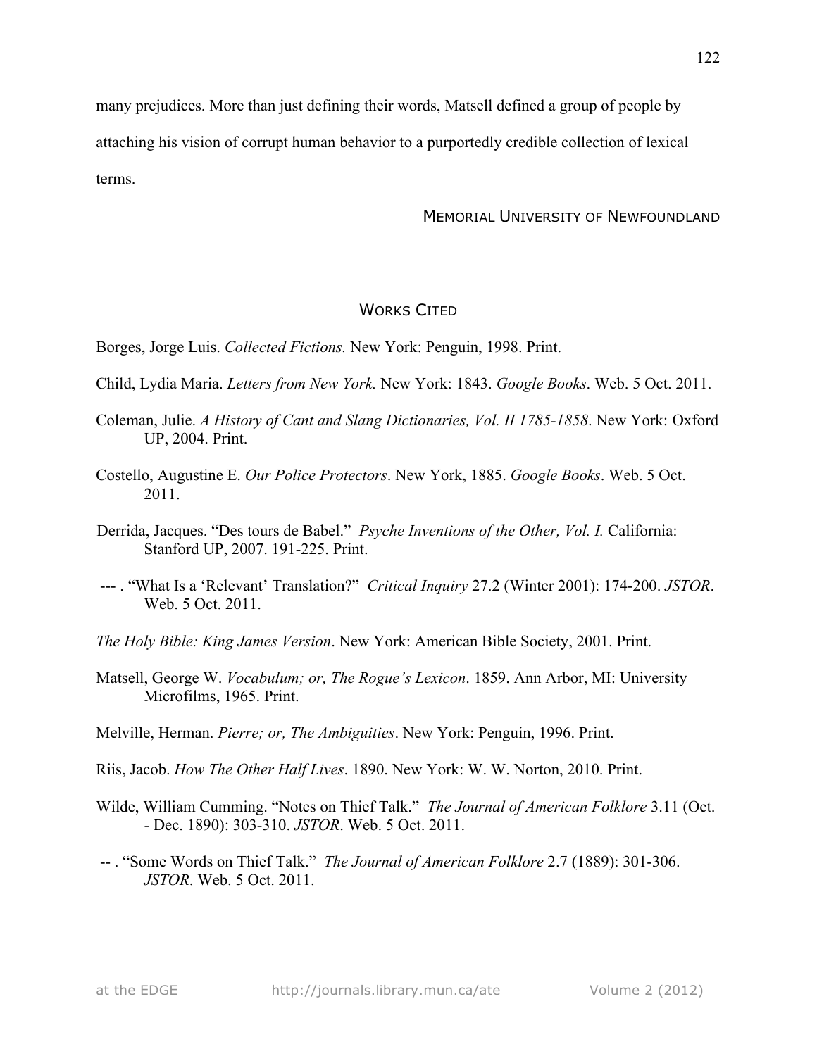many prejudices. More than just defining their words, Matsell defined a group of people by attaching his vision of corrupt human behavior to a purportedly credible collection of lexical terms.

MEMORIAL UNIVERSITY OF NEWFOUNDLAND

## WORKS CITED

Borges, Jorge Luis. *Collected Fictions.* New York: Penguin, 1998. Print.

Child, Lydia Maria. *Letters from New York.* New York: 1843. *Google Books*. Web. 5 Oct. 2011.

Coleman, Julie. *A History of Cant and Slang Dictionaries, Vol. II 1785-1858*. New York: Oxford UP, 2004. Print.

Costello, Augustine E. *Our Police Protectors*. New York, 1885. *Google Books*. Web. 5 Oct. 2011.

Derrida, Jacques. "Des tours de Babel." *Psyche Inventions of the Other, Vol. I.* California: Stanford UP, 2007. 191-225. Print.

--- . "What Is a 'Relevant' Translation?" *Critical Inquiry* 27.2 (Winter 2001): 174-200. *JSTOR*. Web. 5 Oct. 2011.

*The Holy Bible: King James Version*. New York: American Bible Society, 2001. Print.

Matsell, George W. *Vocabulum; or, The Rogue's Lexicon*. 1859. Ann Arbor, MI: University Microfilms, 1965. Print.

Melville, Herman. *Pierre; or, The Ambiguities*. New York: Penguin, 1996. Print.

Riis, Jacob. *How The Other Half Lives*. 1890. New York: W. W. Norton, 2010. Print.

Wilde, William Cumming. "Notes on Thief Talk." *The Journal of American Folklore* 3.11 (Oct. - Dec. 1890): 303-310. *JSTOR*. Web. 5 Oct. 2011.

-- . "Some Words on Thief Talk." *The Journal of American Folklore* 2.7 (1889): 301-306. *JSTOR*. Web. 5 Oct. 2011.